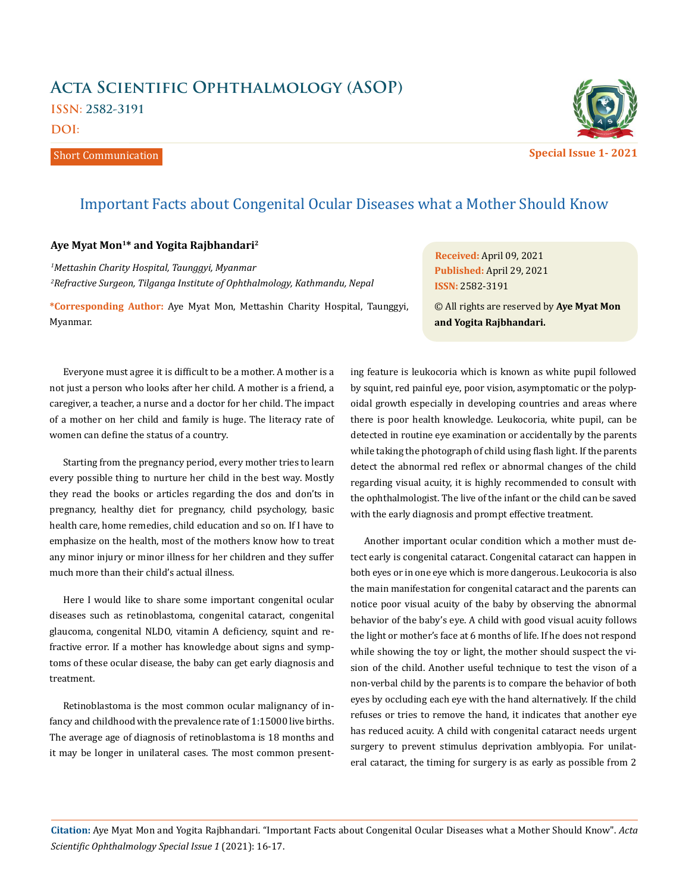# Important Facts about Congenital Ocular Diseases what a Mother Should Know

**Aye Myat Mon[1]* and Yogita Rajbhandari[2]**

*[1]Mettashin Charity Hospital, Taunggyi, Myanmar*

*[2]Refractive Surgeon, Tilganga Institute of Ophthalmology, Kathmandu, Nepal*

**\*Corresponding Author:** Aye Myat Mon, Mettashin Charity Hospital, Taunggyi, Myanmar.

**Received:** April 09, 2021
**Published:** April 29, 2021
**ISSN:** 2582-3191

© All rights are reserved by **Aye Myat Mon and Yogita Rajbhandari.**

Everyone must agree it is difficult to be a mother. A mother is a not just a person who looks after her child. A mother is a friend, a caregiver, a teacher, a nurse and a doctor for her child. The impact of a mother on her child and family is huge. The literacy rate of women can define the status of a country.

Starting from the pregnancy period, every mother tries to learn every possible thing to nurture her child in the best way. Mostly they read the books or articles regarding the dos and don'ts in pregnancy, healthy diet for pregnancy, child psychology, basic health care, home remedies, child education and so on. If I have to emphasize on the health, most of the mothers know how to treat any minor injury or minor illness for her children and they suffer much more than their child's actual illness.

Here I would like to share some important congenital ocular diseases such as retinoblastoma, congenital cataract, congenital glaucoma, congenital NLDO, vitamin A deficiency, squint and refractive error. If a mother has knowledge about signs and symptoms of these ocular disease, the baby can get early diagnosis and treatment.

Retinoblastoma is the most common ocular malignancy of infancy and childhood with the prevalence rate of 1:15000 live births. The average age of diagnosis of retinoblastoma is 18 months and it may be longer in unilateral cases. The most common presenting feature is leukocoria which is known as white pupil followed by squint, red painful eye, poor vision, asymptomatic or the polypoidal growth especially in developing countries and areas where there is poor health knowledge. Leukocoria, white pupil, can be detected in routine eye examination or accidentally by the parents while taking the photograph of child using flash light. If the parents detect the abnormal red reflex or abnormal changes of the child regarding visual acuity, it is highly recommended to consult with the ophthalmologist. The live of the infant or the child can be saved with the early diagnosis and prompt effective treatment.

Another important ocular condition which a mother must detect early is congenital cataract. Congenital cataract can happen in both eyes or in one eye which is more dangerous. Leukocoria is also the main manifestation for congenital cataract and the parents can notice poor visual acuity of the baby by observing the abnormal behavior of the baby's eye. A child with good visual acuity follows the light or mother's face at 6 months of life. If he does not respond while showing the toy or light, the mother should suspect the vision of the child. Another useful technique to test the vison of a non-verbal child by the parents is to compare the behavior of both eyes by occluding each eye with the hand alternatively. If the child refuses or tries to remove the hand, it indicates that another eye has reduced acuity. A child with congenital cataract needs urgent surgery to prevent stimulus deprivation amblyopia. For unilateral cataract, the timing for surgery is as early as possible from 2

**Citation:** Aye Myat Mon and Yogita Rajbhandari. "Important Facts about Congenital Ocular Diseases what a Mother Should Know". *Acta Scientific Ophthalmology Special Issue 1* (2021): 16-17.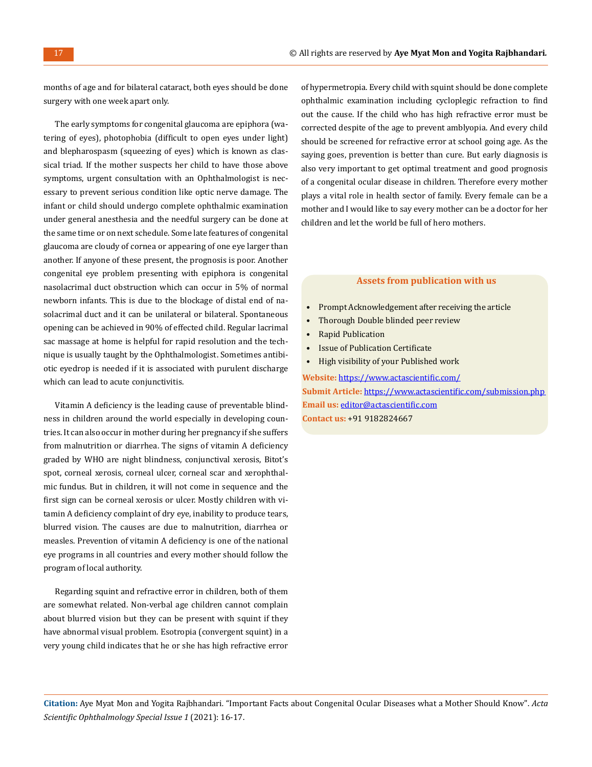months of age and for bilateral cataract, both eyes should be done surgery with one week apart only.

The early symptoms for congenital glaucoma are epiphora (watering of eyes), photophobia (difficult to open eyes under light) and blepharospasm (squeezing of eyes) which is known as classical triad. If the mother suspects her child to have those above symptoms, urgent consultation with an Ophthalmologist is necessary to prevent serious condition like optic nerve damage. The infant or child should undergo complete ophthalmic examination under general anesthesia and the needful surgery can be done at the same time or on next schedule. Some late features of congenital glaucoma are cloudy of cornea or appearing of one eye larger than another. If anyone of these present, the prognosis is poor. Another congenital eye problem presenting with epiphora is congenital nasolacrimal duct obstruction which can occur in 5% of normal newborn infants. This is due to the blockage of distal end of nasolacrimal duct and it can be unilateral or bilateral. Spontaneous opening can be achieved in 90% of effected child. Regular lacrimal sac massage at home is helpful for rapid resolution and the technique is usually taught by the Ophthalmologist. Sometimes antibiotic eyedrop is needed if it is associated with purulent discharge which can lead to acute conjunctivitis.

Vitamin A deficiency is the leading cause of preventable blindness in children around the world especially in developing countries. It can also occur in mother during her pregnancy if she suffers from malnutrition or diarrhea. The signs of vitamin A deficiency graded by WHO are night blindness, conjunctival xerosis, Bitot's spot, corneal xerosis, corneal ulcer, corneal scar and xerophthalmic fundus. But in children, it will not come in sequence and the first sign can be corneal xerosis or ulcer. Mostly children with vitamin A deficiency complaint of dry eye, inability to produce tears, blurred vision. The causes are due to malnutrition, diarrhea or measles. Prevention of vitamin A deficiency is one of the national eye programs in all countries and every mother should follow the program of local authority.

Regarding squint and refractive error in children, both of them are somewhat related. Non-verbal age children cannot complain about blurred vision but they can be present with squint if they have abnormal visual problem. Esotropia (convergent squint) in a very young child indicates that he or she has high refractive error of hypermetropia. Every child with squint should be done complete ophthalmic examination including cycloplegic refraction to find out the cause. If the child who has high refractive error must be corrected despite of the age to prevent amblyopia. And every child should be screened for refractive error at school going age. As the saying goes, prevention is better than cure. But early diagnosis is also very important to get optimal treatment and good prognosis of a congenital ocular disease in children. Therefore every mother plays a vital role in health sector of family. Every female can be a mother and I would like to say every mother can be a doctor for her children and let the world be full of hero mothers.

**Assets from publication with us**

- Prompt Acknowledgement after receiving the article
- Thorough Double blinded peer review
- Rapid Publication
- Issue of Publication Certificate
- High visibility of your Published work

**Website:** https://www.actascientific.com/
**Submit Article:** https://www.actascientific.com/submission.php
**Email us:** editor@actascientific.com
**Contact us:** +91 9182824667